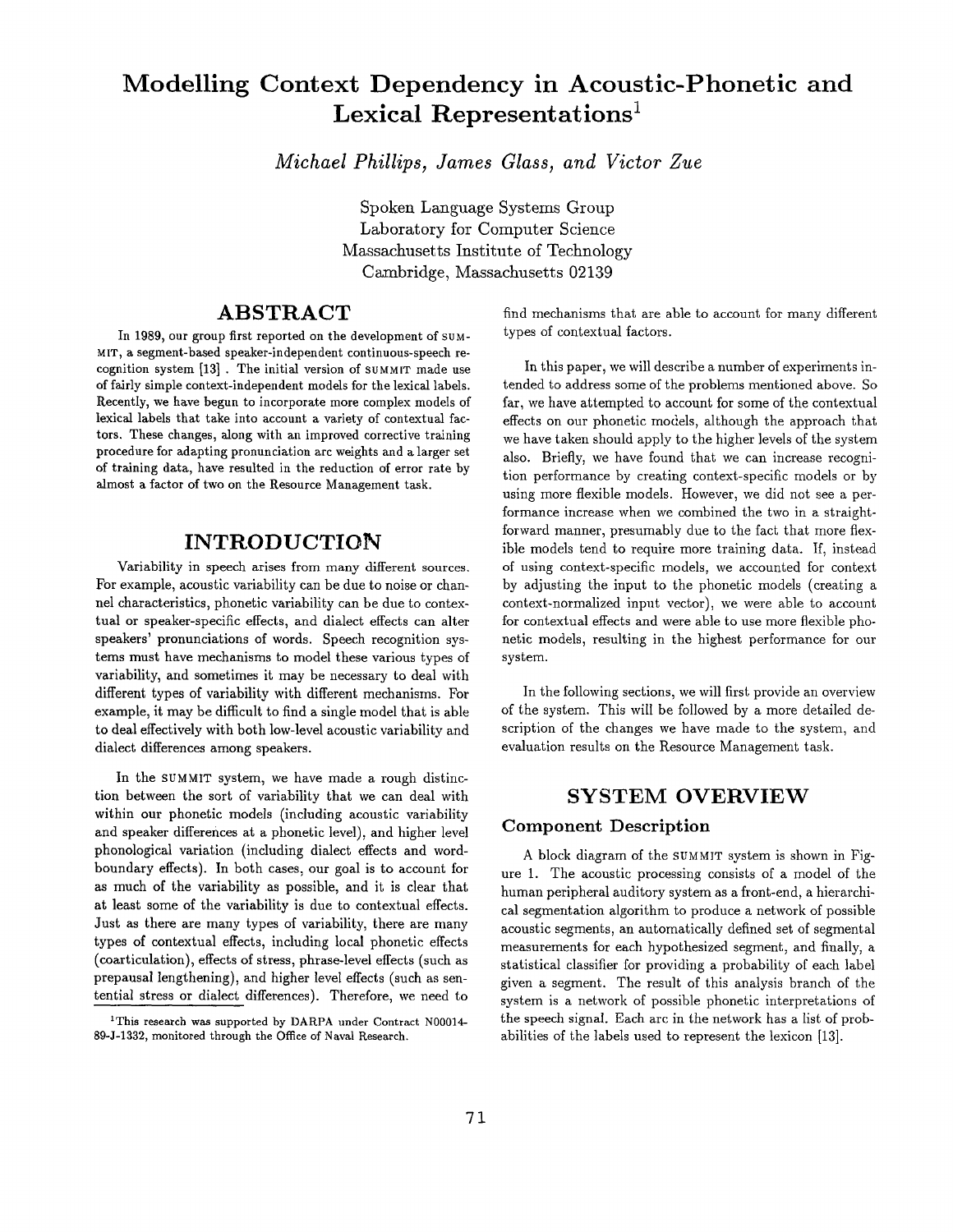# Modelling Context Dependency in Acoustic-Phonetic and Lexical Representations[1]

*Michael Phillips, James Glass, and Victor Zue*

Spoken Language Systems Group
Laboratory for Computer Science
Massachusetts Institute of Technology
Cambridge, Massachusetts 02139

## ABSTRACT

In 1989, our group first reported on the development of SUMMIT, a segment-based speaker-independent continuous-speech recognition system [13] . The initial version of SUMMIT made use of fairly simple context-independent models for the lexical labels. Recently, we have begun to incorporate more complex models of lexical labels that take into account a variety of contextual factors. These changes, along with an improved corrective training procedure for adapting pronunciation arc weights and a larger set of training data, have resulted in the reduction of error rate by almost a factor of two on the Resource Management task.

## INTRODUCTION

Variability in speech arises from many different sources. For example, acoustic variability can be due to noise or channel characteristics, phonetic variability can be due to contextual or speaker-specific effects, and dialect effects can alter speakers' pronunciations of words. Speech recognition systems must have mechanisms to model these various types of variability, and sometimes it may be necessary to deal with different types of variability with different mechanisms. For example, it may be difficult to find a single model that is able to deal effectively with both low-level acoustic variability and dialect differences among speakers.

In the SUMMIT system, we have made a rough distinction between the sort of variability that we can deal with within our phonetic models (including acoustic variability and speaker differences at a phonetic level), and higher level phonological variation (including dialect effects and word-boundary effects). In both cases, our goal is to account for as much of the variability as possible, and it is clear that at least some of the variability is due to contextual effects. Just as there are many types of variability, there are many types of contextual effects, including local phonetic effects (coarticulation), effects of stress, phrase-level effects (such as prepausal lengthening), and higher level effects (such as sentential stress or dialect differences). Therefore, we need to find mechanisms that are able to account for many different types of contextual factors.

In this paper, we will describe a number of experiments intended to address some of the problems mentioned above. So far, we have attempted to account for some of the contextual effects on our phonetic models, although the approach that we have taken should apply to the higher levels of the system also. Briefly, we have found that we can increase recognition performance by creating context-specific models or by using more flexible models. However, we did not see a performance increase when we combined the two in a straightforward manner, presumably due to the fact that more flexible models tend to require more training data. If, instead of using context-specific models, we accounted for context by adjusting the input to the phonetic models (creating a context-normalized input vector), we were able to account for contextual effects and were able to use more flexible phonetic models, resulting in the highest performance for our system.

In the following sections, we will first provide an overview of the system. This will be followed by a more detailed description of the changes we have made to the system, and evaluation results on the Resource Management task.

## SYSTEM OVERVIEW

### Component Description

A block diagram of the SUMMIT system is shown in Figure 1. The acoustic processing consists of a model of the human peripheral auditory system as a front-end, a hierarchical segmentation algorithm to produce a network of possible acoustic segments, an automatically defined set of segmental measurements for each hypothesized segment, and finally, a statistical classifier for providing a probability of each label given a segment. The result of this analysis branch of the system is a network of possible phonetic interpretations of the speech signal. Each arc in the network has a list of probabilities of the labels used to represent the lexicon [13].

[1] This research was supported by DARPA under Contract N00014-89-J-1332, monitored through the Office of Naval Research.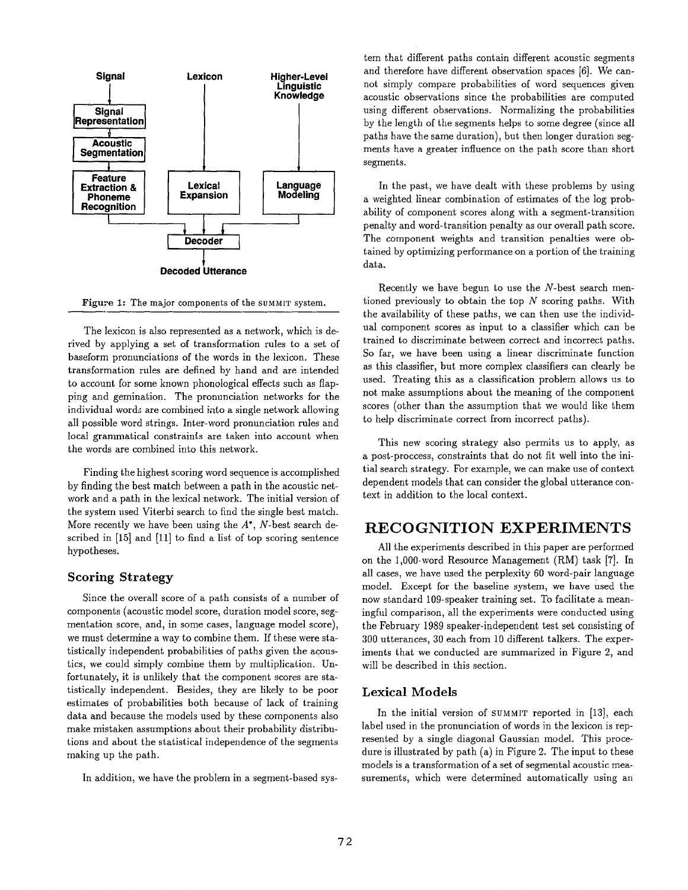Signal Lexicon Higher-Level Linguistic Knowledge

Signal Representation

Acoustic Segmentation

Feature Extraction & Phoneme Recognition

Lexical Expansion

Language Modeling

Decoder

Decoded Utterance

Figure 1: The major components of the SUMMIT system.

The lexicon is also represented as a network, which is derived by applying a set of transformation rules to a set of baseform pronunciations of the words in the lexicon. These transformation rules are defined by hand and are intended to account for some known phonological effects such as flapping and gemination. The pronunciation networks for the individual words are combined into a single network allowing all possible word strings. Inter-word pronunciation rules and local grammatical constraints are taken into account when the words are combined into this network.

Finding the highest scoring word sequence is accomplished by finding the best match between a path in the acoustic network and a path in the lexical network. The initial version of the system used Viterbi search to find the single best match. More recently we have been using the $A^*$, $N$-best search described in [15] and [11] to find a list of top scoring sentence hypotheses.

### Scoring Strategy

Since the overall score of a path consists of a number of components (acoustic model score, duration model score, segmentation score, and, in some cases, language model score), we must determine a way to combine them. If these were statistically independent probabilities of paths given the acoustics, we could simply combine them by multiplication. Unfortunately, it is unlikely that the component scores are statistically independent. Besides, they are likely to be poor estimates of probabilities both because of lack of training data and because the models used by these components also make mistaken assumptions about their probability distributions and about the statistical independence of the segments making up the path.

In addition, we have the problem in a segment-based system that different paths contain different acoustic segments and therefore have different observation spaces [6]. We cannot simply compare probabilities of word sequences given acoustic observations since the probabilities are computed using different observations. Normalizing the probabilities by the length of the segments helps to some degree (since all paths have the same duration), but then longer duration segments have a greater influence on the path score than short segments.

In the past, we have dealt with these problems by using a weighted linear combination of estimates of the log probability of component scores along with a segment-transition penalty and word-transition penalty as our overall path score. The component weights and transition penalties were obtained by optimizing performance on a portion of the training data.

Recently we have begun to use the $N$-best search mentioned previously to obtain the top $N$ scoring paths. With the availability of these paths, we can then use the individual component scores as input to a classifier which can be trained to discriminate between correct and incorrect paths. So far, we have been using a linear discriminate function as this classifier, but more complex classifiers can clearly be used. Treating this as a classification problem allows us to not make assumptions about the meaning of the component scores (other than the assumption that we would like them to help discriminate correct from incorrect paths).

This new scoring strategy also permits us to apply, as a post-proccess, constraints that do not fit well into the initial search strategy. For example, we can make use of context dependent models that can consider the global utterance context in addition to the local context.

## RECOGNITION EXPERIMENTS

All the experiments described in this paper are performed on the 1,000-word Resource Management (RM) task [7]. In all cases, we have used the perplexity 60 word-pair language model. Except for the baseline system, we have used the now standard 109-speaker training set. To facilitate a meaningful comparison, all the experiments were conducted using the February 1989 speaker-independent test set consisting of 300 utterances, 30 each from 10 different talkers. The experiments that we conducted are summarized in Figure 2, and will be described in this section.

### Lexical Models

In the initial version of SUMMIT reported in [13], each label used in the pronunciation of words in the lexicon is represented by a single diagonal Gaussian model. This procedure is illustrated by path (a) in Figure 2. The input to these models is a transformation of a set of segmental acoustic measurements, which were determined automatically using an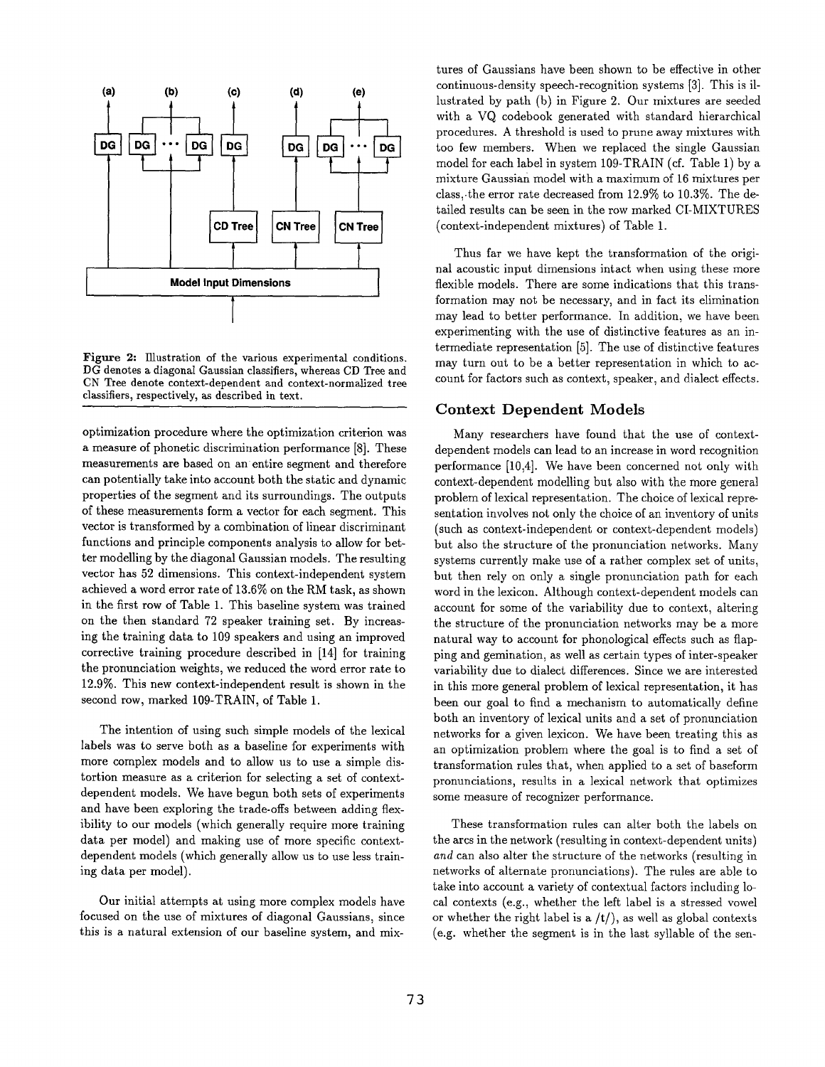Figure 2: Illustration of the various experimental conditions. DG denotes a diagonal Gaussian classifiers, whereas CD Tree and CN Tree denote context-dependent and context-normalized tree classifiers, respectively, as described in text.

optimization procedure where the optimization criterion was a measure of phonetic discrimination performance [8]. These measurements are based on an entire segment and therefore can potentially take into account both the static and dynamic properties of the segment and its surroundings. The outputs of these measurements form a vector for each segment. This vector is transformed by a combination of linear discriminant functions and principle components analysis to allow for better modelling by the diagonal Gaussian models. The resulting vector has 52 dimensions. This context-independent system achieved a word error rate of 13.6% on the RM task, as shown in the first row of Table 1. This baseline system was trained on the then standard 72 speaker training set. By increasing the training data to 109 speakers and using an improved corrective training procedure described in [14] for training the pronunciation weights, we reduced the word error rate to 12.9%. This new context-independent result is shown in the second row, marked 109-TRAIN, of Table 1.

The intention of using such simple models of the lexical labels was to serve both as a baseline for experiments with more complex models and to allow us to use a simple distortion measure as a criterion for selecting a set of context-dependent models. We have begun both sets of experiments and have been exploring the trade-offs between adding flexibility to our models (which generally require more training data per model) and making use of more specific context-dependent models (which generally allow us to use less training data per model).

Our initial attempts at using more complex models have focused on the use of mixtures of diagonal Gaussians, since this is a natural extension of our baseline system, and mixtures of Gaussians have been shown to be effective in other continuous-density speech-recognition systems [3]. This is illustrated by path (b) in Figure 2. Our mixtures are seeded with a VQ codebook generated with standard hierarchical procedures. A threshold is used to prune away mixtures with too few members. When we replaced the single Gaussian model for each label in system 109-TRAIN (cf. Table 1) by a mixture Gaussian model with a maximum of 16 mixtures per class, the error rate decreased from 12.9% to 10.3%. The detailed results can be seen in the row marked CI-MIXTURES (context-independent mixtures) of Table 1.

Thus far we have kept the transformation of the original acoustic input dimensions intact when using these more flexible models. There are some indications that this transformation may not be necessary, and in fact its elimination may lead to better performance. In addition, we have been experimenting with the use of distinctive features as an intermediate representation [5]. The use of distinctive features may turn out to be a better representation in which to account for factors such as context, speaker, and dialect effects.

## Context Dependent Models

Many researchers have found that the use of context-dependent models can lead to an increase in word recognition performance [10,4]. We have been concerned not only with context-dependent modelling but also with the more general problem of lexical representation. The choice of lexical representation involves not only the choice of an inventory of units (such as context-independent or context-dependent models) but also the structure of the pronunciation networks. Many systems currently make use of a rather complex set of units, but then rely on only a single pronunciation path for each word in the lexicon. Although context-dependent models can account for some of the variability due to context, altering the structure of the pronunciation networks may be a more natural way to account for phonological effects such as flapping and gemination, as well as certain types of inter-speaker variability due to dialect differences. Since we are interested in this more general problem of lexical representation, it has been our goal to find a mechanism to automatically define both an inventory of lexical units and a set of pronunciation networks for a given lexicon. We have been treating this as an optimization problem where the goal is to find a set of transformation rules that, when applied to a set of baseform pronunciations, results in a lexical network that optimizes some measure of recognizer performance.

These transformation rules can alter both the labels on the arcs in the network (resulting in context-dependent units) *and* can also alter the structure of the networks (resulting in networks of alternate pronunciations). The rules are able to take into account a variety of contextual factors including local contexts (e.g., whether the left label is a stressed vowel or whether the right label is a /t/), as well as global contexts (e.g. whether the segment is in the last syllable of the sen-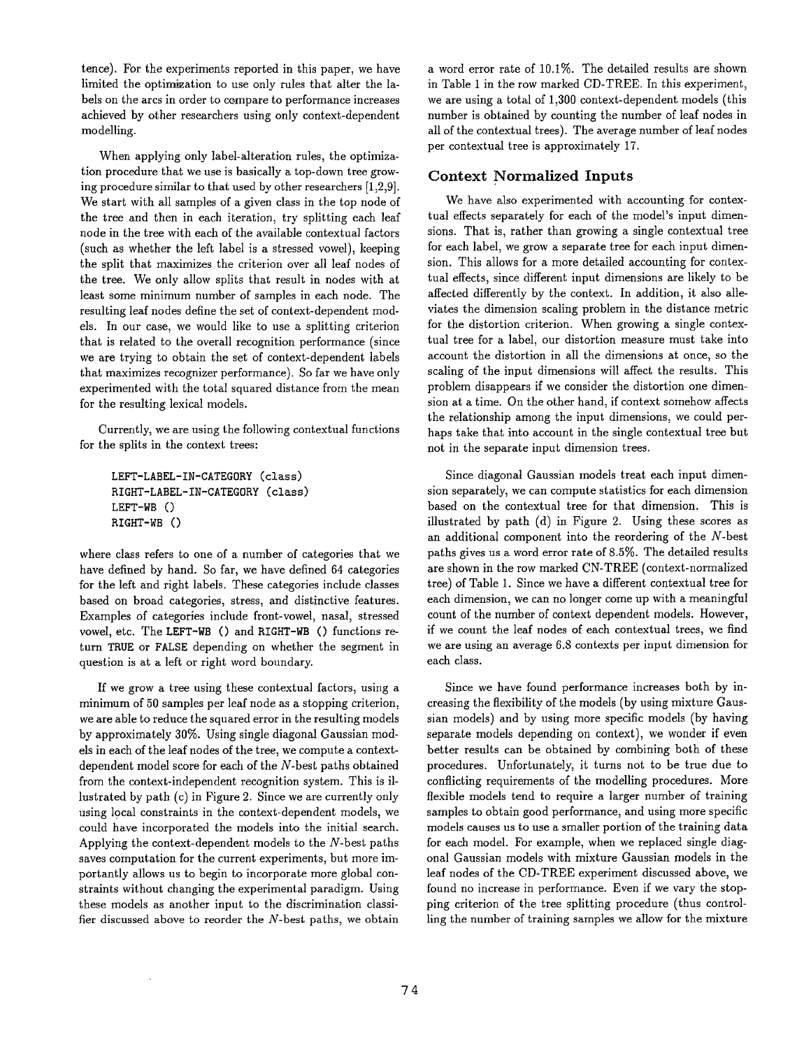tence). For the experiments reported in this paper, we have limited the optimization to use only rules that alter the labels on the arcs in order to compare to performance increases achieved by other researchers using only context-dependent modelling.

When applying only label-alteration rules, the optimization procedure that we use is basically a top-down tree growing procedure similar to that used by other researchers [1,2,9]. We start with all samples of a given class in the top node of the tree and then in each iteration, try splitting each leaf node in the tree with each of the available contextual factors (such as whether the left label is a stressed vowel), keeping the split that maximizes the criterion over all leaf nodes of the tree. We only allow splits that result in nodes with at least some minimum number of samples in each node. The resulting leaf nodes define the set of context-dependent models. In our case, we would like to use a splitting criterion that is related to the overall recognition performance (since we are trying to obtain the set of context-dependent labels that maximizes recognizer performance). So far we have only experimented with the total squared distance from the mean for the resulting lexical models.

Currently, we are using the following contextual functions for the splits in the context trees:

```
LEFT-LABEL-IN-CATEGORY (class)
RIGHT-LABEL-IN-CATEGORY (class)
LEFT-WB ()
RIGHT-WB ()
```

where class refers to one of a number of categories that we have defined by hand. So far, we have defined 64 categories for the left and right labels. These categories include classes based on broad categories, stress, and distinctive features. Examples of categories include front-vowel, nasal, stressed vowel, etc. The `LEFT-WB ()` and `RIGHT-WB ()` functions return `TRUE` or `FALSE` depending on whether the segment in question is at a left or right word boundary.

If we grow a tree using these contextual factors, using a minimum of 50 samples per leaf node as a stopping criterion, we are able to reduce the squared error in the resulting models by approximately 30%. Using single diagonal Gaussian models in each of the leaf nodes of the tree, we compute a context-dependent model score for each of the $N$-best paths obtained from the context-independent recognition system. This is illustrated by path (c) in Figure 2. Since we are currently only using local constraints in the context-dependent models, we could have incorporated the models into the initial search. Applying the context-dependent models to the $N$-best paths saves computation for the current experiments, but more importantly allows us to begin to incorporate more global constraints without changing the experimental paradigm. Using these models as another input to the discrimination classifier discussed above to reorder the $N$-best paths, we obtain a word error rate of 10.1%. The detailed results are shown in Table 1 in the row marked CD-TREE. In this experiment, we are using a total of 1,300 context-dependent models (this number is obtained by counting the number of leaf nodes in all of the contextual trees). The average number of leaf nodes per contextual tree is approximately 17.

## Context Normalized Inputs

We have also experimented with accounting for contextual effects separately for each of the model's input dimensions. That is, rather than growing a single contextual tree for each label, we grow a separate tree for each input dimension. This allows for a more detailed accounting for contextual effects, since different input dimensions are likely to be affected differently by the context. In addition, it also alleviates the dimension scaling problem in the distance metric for the distortion criterion. When growing a single contextual tree for a label, our distortion measure must take into account the distortion in all the dimensions at once, so the scaling of the input dimensions will affect the results. This problem disappears if we consider the distortion one dimension at a time. On the other hand, if context somehow affects the relationship among the input dimensions, we could perhaps take that into account in the single contextual tree but not in the separate input dimension trees.

Since diagonal Gaussian models treat each input dimension separately, we can compute statistics for each dimension based on the contextual tree for that dimension. This is illustrated by path (d) in Figure 2. Using these scores as an additional component into the reordering of the $N$-best paths gives us a word error rate of 8.5%. The detailed results are shown in the row marked CN-TREE (context-normalized tree) of Table 1. Since we have a different contextual tree for each dimension, we can no longer come up with a meaningful count of the number of context dependent models. However, if we count the leaf nodes of each contextual trees, we find we are using an average 6.8 contexts per input dimension for each class.

Since we have found performance increases both by increasing the flexibility of the models (by using mixture Gaussian models) and by using more specific models (by having separate models depending on context), we wonder if even better results can be obtained by combining both of these procedures. Unfortunately, it turns not to be true due to conflicting requirements of the modelling procedures. More flexible models tend to require a larger number of training samples to obtain good performance, and using more specific models causes us to use a smaller portion of the training data for each model. For example, when we replaced single diagonal Gaussian models with mixture Gaussian models in the leaf nodes of the CD-TREE experiment discussed above, we found no increase in performance. Even if we vary the stopping criterion of the tree splitting procedure (thus controlling the number of training samples we allow for the mixture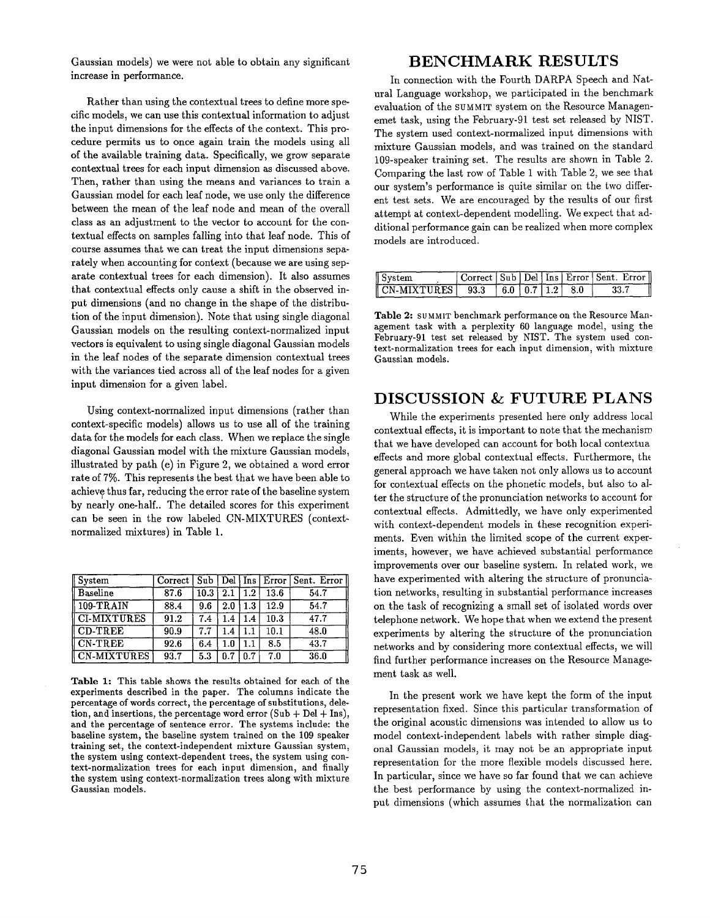Gaussian models) we were not able to obtain any significant increase in performance.

Rather than using the contextual trees to define more specific models, we can use this contextual information to adjust the input dimensions for the effects of the context. This procedure permits us to once again train the models using all of the available training data. Specifically, we grow separate contextual trees for each input dimension as discussed above. Then, rather than using the means and variances to train a Gaussian model for each leaf node, we use only the difference between the mean of the leaf node and mean of the overall class as an adjustment to the vector to account for the contextual effects on samples falling into that leaf node. This of course assumes that we can treat the input dimensions separately when accounting for context (because we are using separate contextual trees for each dimension). It also assumes that contextual effects only cause a shift in the observed input dimensions (and no change in the shape of the distribution of the input dimension). Note that using single diagonal Gaussian models on the resulting context-normalized input vectors is equivalent to using single diagonal Gaussian models in the leaf nodes of the separate dimension contextual trees with the variances tied across all of the leaf nodes for a given input dimension for a given label.

Using context-normalized input dimensions (rather than context-specific models) allows us to use all of the training data for the models for each class. When we replace the single diagonal Gaussian model with the mixture Gaussian models, illustrated by path (e) in Figure 2, we obtained a word error rate of 7%. This represents the best that we have been able to achieve thus far, reducing the error rate of the baseline system by nearly one-half.. The detailed scores for this experiment can be seen in the row labeled CN-MIXTURES (context-normalized mixtures) in Table 1.

| System | Correct | Sub | Del | Ins | Error | Sent. Error |
|---|---|---|---|---|---|---|
| Baseline | 87.6 | 10.3 | 2.1 | 1.2 | 13.6 | 54.7 |
| 109-TRAIN | 88.4 | 9.6 | 2.0 | 1.3 | 12.9 | 54.7 |
| CI-MIXTURES | 91.2 | 7.4 | 1.4 | 1.4 | 10.3 | 47.7 |
| CD-TREE | 90.9 | 7.7 | 1.4 | 1.1 | 10.1 | 48.0 |
| CN-TREE | 92.6 | 6.4 | 1.0 | 1.1 | 8.5 | 43.7 |
| CN-MIXTURES | 93.7 | 5.3 | 0.7 | 0.7 | 7.0 | 36.0 |

**Table 1:** This table shows the results obtained for each of the experiments described in the paper. The columns indicate the percentage of words correct, the percentage of substitutions, deletion, and insertions, the percentage word error (Sub + Del + Ins), and the percentage of sentence error. The systems include: the baseline system, the baseline system trained on the 109 speaker training set, the context-independent mixture Gaussian system, the system using context-dependent trees, the system using context-normalization trees for each input dimension, and finally the system using context-normalization trees along with mixture Gaussian models.

# BENCHMARK RESULTS

In connection with the Fourth DARPA Speech and Natural Language workshop, we participated in the benchmark evaluation of the SUMMIT system on the Resource Managenemet task, using the February-91 test set released by NIST. The system used context-normalized input dimensions with mixture Gaussian models, and was trained on the standard 109-speaker training set. The results are shown in Table 2. Comparing the last row of Table 1 with Table 2, we see that our system's performance is quite similar on the two different test sets. We are encouraged by the results of our first attempt at context-dependent modelling. We expect that additional performance gain can be realized when more complex models are introduced.

| System | Correct | Sub | Del | Ins | Error | Sent. Error |
|---|---|---|---|---|---|---|
| CN-MIXTURES | 93.3 | 6.0 | 0.7 | 1.2 | 8.0 | 33.7 |

**Table 2:** SUMMIT benchmark performance on the Resource Management task with a perplexity 60 language model, using the February-91 test set released by NIST. The system used context-normalization trees for each input dimension, with mixture Gaussian models.

# DISCUSSION & FUTURE PLANS

While the experiments presented here only address local contextual effects, it is important to note that the mechanism that we have developed can account for both local contextua effects and more global contextual effects. Furthermore, the general approach we have taken not only allows us to account for contextual effects on the phonetic models, but also to alter the structure of the pronunciation networks to account for contextual effects. Admittedly, we have only experimented with context-dependent models in these recognition experiments. Even within the limited scope of the current experiments, however, we have achieved substantial performance improvements over our baseline system. In related work, we have experimented with altering the structure of pronunciation networks, resulting in substantial performance increases on the task of recognizing a small set of isolated words over telephone network. We hope that when we extend the present experiments by altering the structure of the pronunciation networks and by considering more contextual effects, we will find further performance increases on the Resource Management task as well.

In the present work we have kept the form of the input representation fixed. Since this particular transformation of the original acoustic dimensions was intended to allow us to model context-independent labels with rather simple diagonal Gaussian models, it may not be an appropriate input representation for the more flexible models discussed here. In particular, since we have so far found that we can achieve the best performance by using the context-normalized input dimensions (which assumes that the normalization can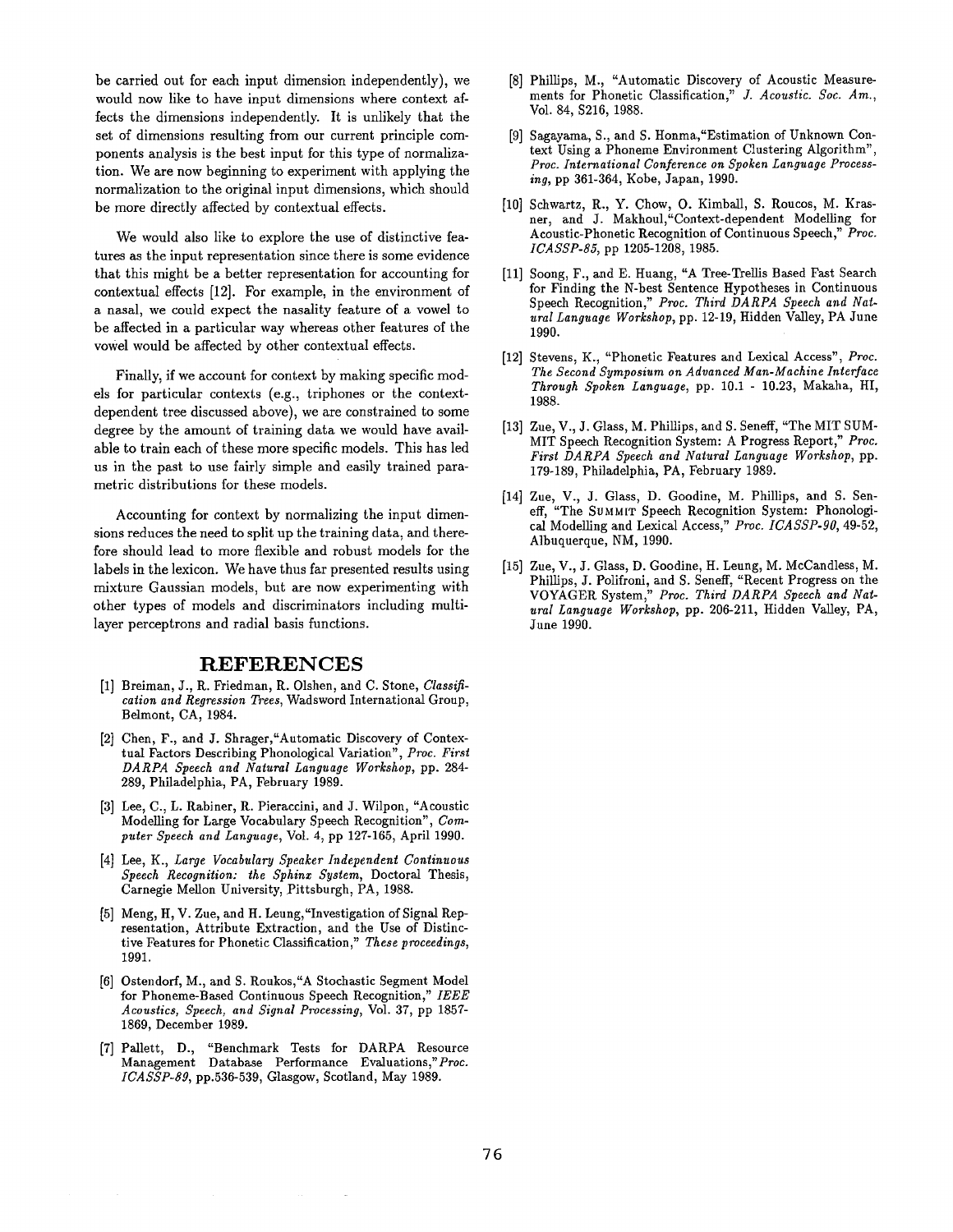be carried out for each input dimension independently), we would now like to have input dimensions where context affects the dimensions independently. It is unlikely that the set of dimensions resulting from our current principle components analysis is the best input for this type of normalization. We are now beginning to experiment with applying the normalization to the original input dimensions, which should be more directly affected by contextual effects.

We would also like to explore the use of distinctive features as the input representation since there is some evidence that this might be a better representation for accounting for contextual effects [12]. For example, in the environment of a nasal, we could expect the nasality feature of a vowel to be affected in a particular way whereas other features of the vowel would be affected by other contextual effects.

Finally, if we account for context by making specific models for particular contexts (e.g., triphones or the context-dependent tree discussed above), we are constrained to some degree by the amount of training data we would have available to train each of these more specific models. This has led us in the past to use fairly simple and easily trained parametric distributions for these models.

Accounting for context by normalizing the input dimensions reduces the need to split up the training data, and therefore should lead to more flexible and robust models for the labels in the lexicon. We have thus far presented results using mixture Gaussian models, but are now experimenting with other types of models and discriminators including multi-layer perceptrons and radial basis functions.

## REFERENCES

[1] Breiman, J., R. Friedman, R. Olshen, and C. Stone, *Classification and Regression Trees*, Wadsword International Group, Belmont, CA, 1984.

[2] Chen, F., and J. Shrager,"Automatic Discovery of Contextual Factors Describing Phonological Variation", *Proc. First DARPA Speech and Natural Language Workshop*, pp. 284-289, Philadelphia, PA, February 1989.

[3] Lee, C., L. Rabiner, R. Pieraccini, and J. Wilpon, "Acoustic Modelling for Large Vocabulary Speech Recognition", *Computer Speech and Language*, Vol. 4, pp 127-165, April 1990.

[4] Lee, K., *Large Vocabulary Speaker Independent Continuous Speech Recognition: the Sphinx System*, Doctoral Thesis, Carnegie Mellon University, Pittsburgh, PA, 1988.

[5] Meng, H, V. Zue, and H. Leung,"Investigation of Signal Representation, Attribute Extraction, and the Use of Distinctive Features for Phonetic Classification," *These proceedings*, 1991.

[6] Ostendorf, M., and S. Roukos,"A Stochastic Segment Model for Phoneme-Based Continuous Speech Recognition," *IEEE Acoustics, Speech, and Signal Processing*, Vol. 37, pp 1857-1869, December 1989.

[7] Pallett, D., "Benchmark Tests for DARPA Resource Management Database Performance Evaluations,"*Proc. ICASSP-89*, pp.536-539, Glasgow, Scotland, May 1989.

[8] Phillips, M., "Automatic Discovery of Acoustic Measurements for Phonetic Classification," *J. Acoustic. Soc. Am.*, Vol. 84, S216, 1988.

[9] Sagayama, S., and S. Honma,"Estimation of Unknown Context Using a Phoneme Environment Clustering Algorithm", *Proc. International Conference on Spoken Language Processing*, pp 361-364, Kobe, Japan, 1990.

[10] Schwartz, R., Y. Chow, O. Kimball, S. Roucos, M. Krasner, and J. Makhoul,"Context-dependent Modelling for Acoustic-Phonetic Recognition of Continuous Speech," *Proc. ICASSP-85*, pp 1205-1208, 1985.

[11] Soong, F., and E. Huang, "A Tree-Trellis Based Fast Search for Finding the N-best Sentence Hypotheses in Continuous Speech Recognition," *Proc. Third DARPA Speech and Natural Language Workshop*, pp. 12-19, Hidden Valley, PA June 1990.

[12] Stevens, K., "Phonetic Features and Lexical Access", *Proc. The Second Symposium on Advanced Man-Machine Interface Through Spoken Language*, pp. 10.1 - 10.23, Makaha, HI, 1988.

[13] Zue, V., J. Glass, M. Phillips, and S. Seneff, "The MIT SUMMIT Speech Recognition System: A Progress Report," *Proc. First DARPA Speech and Natural Language Workshop*, pp. 179-189, Philadelphia, PA, February 1989.

[14] Zue, V., J. Glass, D. Goodine, M. Phillips, and S. Seneff, "The SUMMIT Speech Recognition System: Phonological Modelling and Lexical Access," *Proc. ICASSP-90*, 49-52, Albuquerque, NM, 1990.

[15] Zue, V., J. Glass, D. Goodine, H. Leung, M. McCandless, M. Phillips, J. Polifroni, and S. Seneff, "Recent Progress on the VOYAGER System," *Proc. Third DARPA Speech and Natural Language Workshop*, pp. 206-211, Hidden Valley, PA, June 1990.